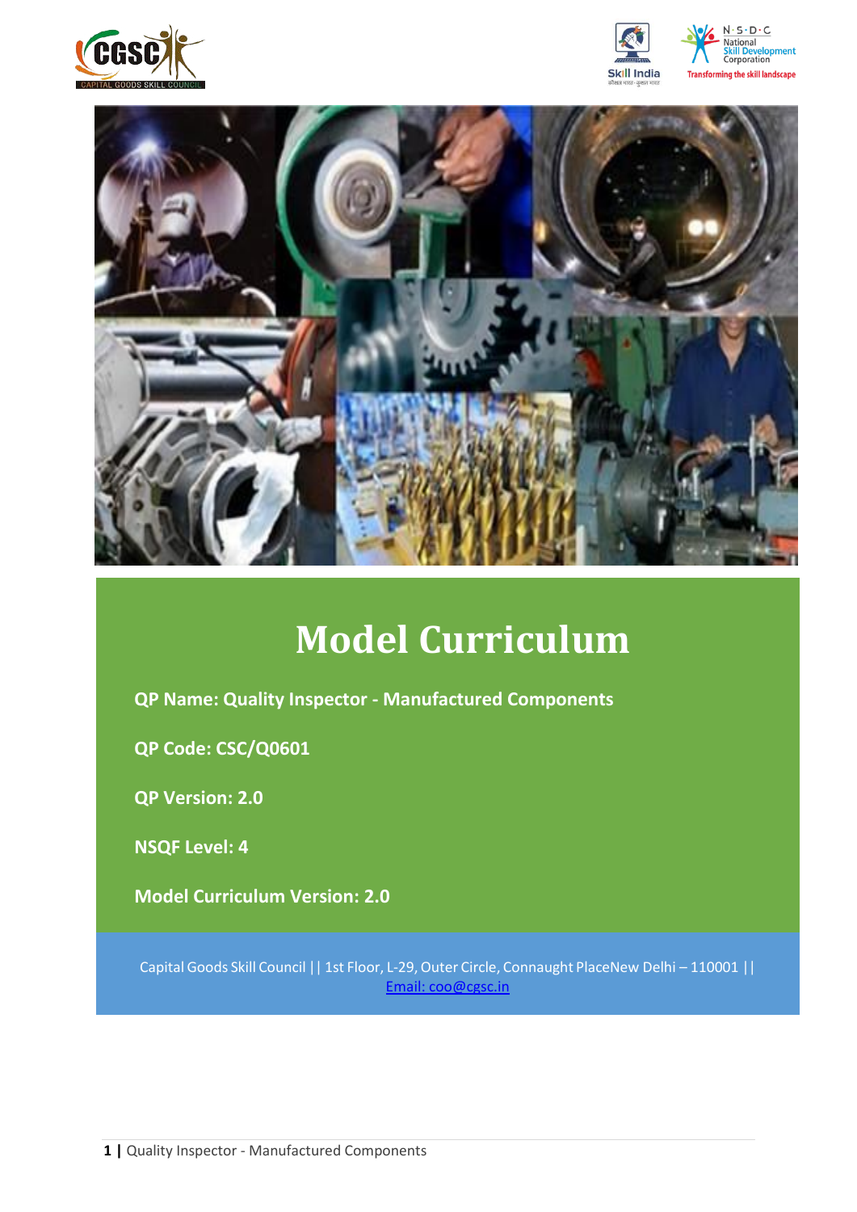# Model Curriculum

**QP Name: Quality Inspector - Manufactured Components**

**QP Code: CSC/Q0601**

**QP Version: 2.0**

**NSQF Level: 4**

**Model Curriculum Version: 2.0**

Capital Goods Skill Council || 1st Floor, L-29, Outer Circle, Connaught PlaceNew Delhi – 110001 || Email: coo@cgsc.in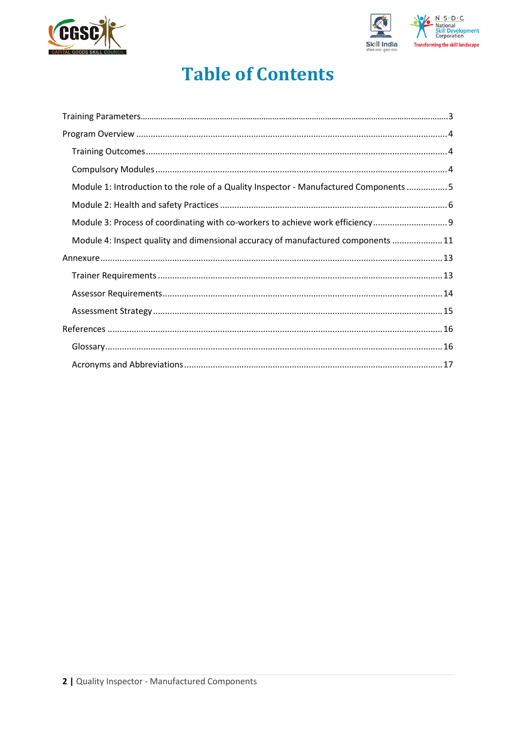# Table of Contents

- Training Parameters........3
- Program Overview........4
  - Training Outcomes........4
  - Compulsory Modules........4
  - Module 1: Introduction to the role of a Quality Inspector - Manufactured Components........5
  - Module 2: Health and safety Practices........6
  - Module 3: Process of coordinating with co-workers to achieve work efficiency........9
  - Module 4: Inspect quality and dimensional accuracy of manufactured components........11
- Annexure........13
  - Trainer Requirements........13
  - Assessor Requirements........14
  - Assessment Strategy........15
- References........16
  - Glossary........16
  - Acronyms and Abbreviations........17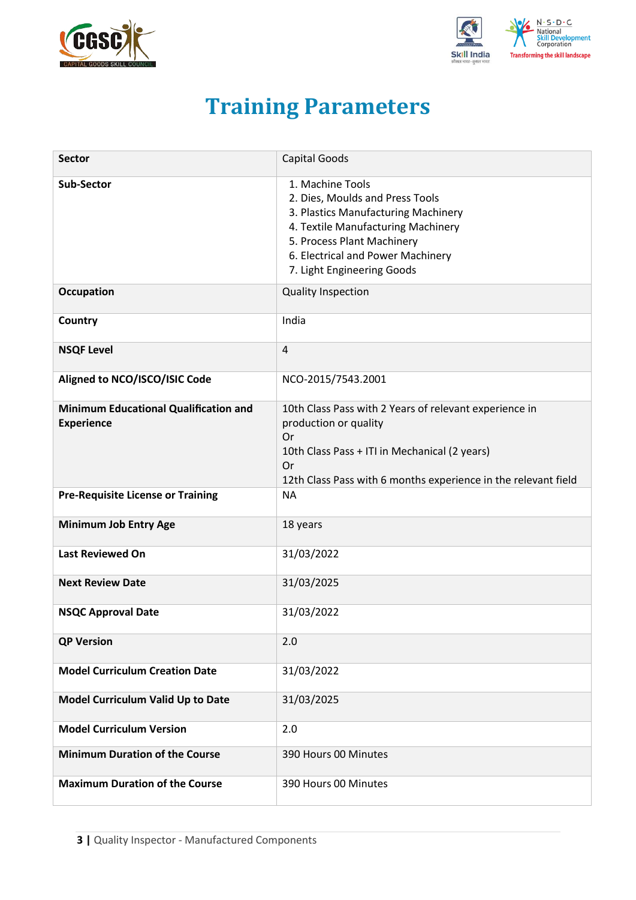# Training Parameters

| Sector | Capital Goods |
|---|---|
| Sub-Sector | 1. Machine Tools<br>2. Dies, Moulds and Press Tools<br>3. Plastics Manufacturing Machinery<br>4. Textile Manufacturing Machinery<br>5. Process Plant Machinery<br>6. Electrical and Power Machinery<br>7. Light Engineering Goods |
| Occupation | Quality Inspection |
| Country | India |
| NSQF Level | 4 |
| Aligned to NCO/ISCO/ISIC Code | NCO-2015/7543.2001 |
| Minimum Educational Qualification and Experience | 10th Class Pass with 2 Years of relevant experience in production or quality<br>Or<br>10th Class Pass + ITI in Mechanical (2 years)<br>Or<br>12th Class Pass with 6 months experience in the relevant field |
| Pre-Requisite License or Training | NA |
| Minimum Job Entry Age | 18 years |
| Last Reviewed On | 31/03/2022 |
| Next Review Date | 31/03/2025 |
| NSQC Approval Date | 31/03/2022 |
| QP Version | 2.0 |
| Model Curriculum Creation Date | 31/03/2022 |
| Model Curriculum Valid Up to Date | 31/03/2025 |
| Model Curriculum Version | 2.0 |
| Minimum Duration of the Course | 390 Hours 00 Minutes |
| Maximum Duration of the Course | 390 Hours 00 Minutes |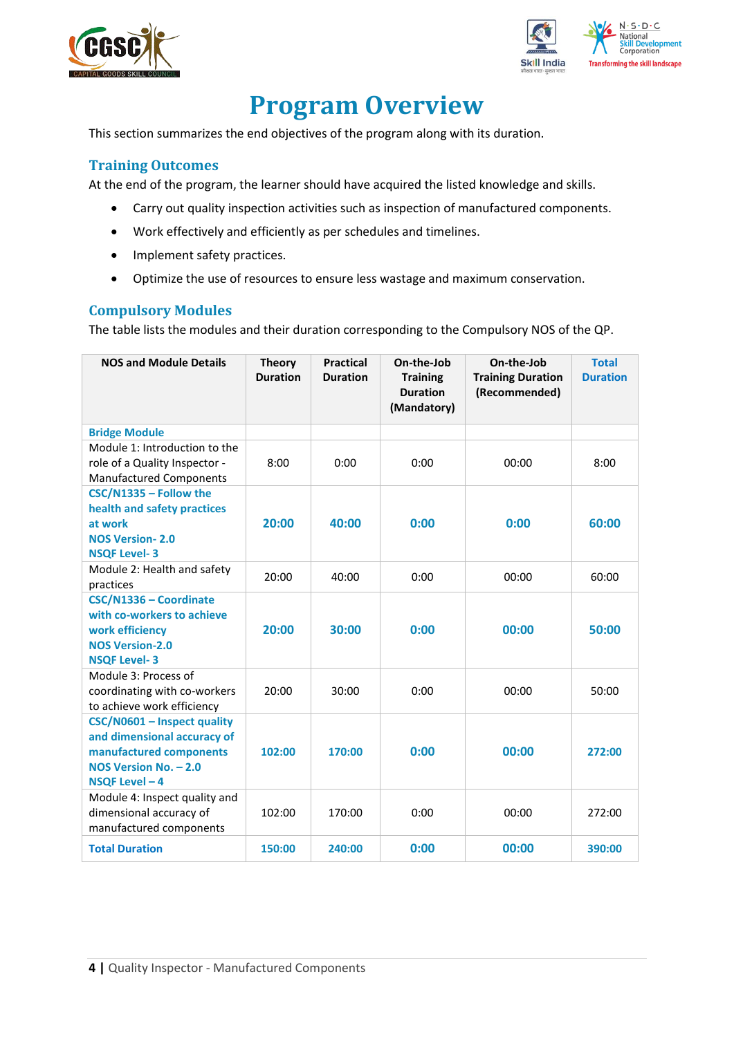# Program Overview

This section summarizes the end objectives of the program along with its duration.

## Training Outcomes

At the end of the program, the learner should have acquired the listed knowledge and skills.

- Carry out quality inspection activities such as inspection of manufactured components.
- Work effectively and efficiently as per schedules and timelines.
- Implement safety practices.
- Optimize the use of resources to ensure less wastage and maximum conservation.

## Compulsory Modules

The table lists the modules and their duration corresponding to the Compulsory NOS of the QP.

| NOS and Module Details | Theory Duration | Practical Duration | On-the-Job Training Duration (Mandatory) | On-the-Job Training Duration (Recommended) | Total Duration |
|---|---|---|---|---|---|
| **Bridge Module** | | | | | |
| Module 1: Introduction to the role of a Quality Inspector - Manufactured Components | 8:00 | 0:00 | 0:00 | 00:00 | 8:00 |
| **CSC/N1335 – Follow the health and safety practices at work**<br>**NOS Version- 2.0**<br>**NSQF Level- 3** | **20:00** | **40:00** | **0:00** | **0:00** | **60:00** |
| Module 2: Health and safety practices | 20:00 | 40:00 | 0:00 | 00:00 | 60:00 |
| **CSC/N1336 – Coordinate with co-workers to achieve work efficiency**<br>**NOS Version-2.0**<br>**NSQF Level- 3** | **20:00** | **30:00** | **0:00** | **00:00** | **50:00** |
| Module 3: Process of coordinating with co-workers to achieve work efficiency | 20:00 | 30:00 | 0:00 | 00:00 | 50:00 |
| **CSC/N0601 – Inspect quality and dimensional accuracy of manufactured components**<br>**NOS Version No. – 2.0**<br>**NSQF Level – 4** | **102:00** | **170:00** | **0:00** | **00:00** | **272:00** |
| Module 4: Inspect quality and dimensional accuracy of manufactured components | 102:00 | 170:00 | 0:00 | 00:00 | 272:00 |
| **Total Duration** | **150:00** | **240:00** | **0:00** | **00:00** | **390:00** |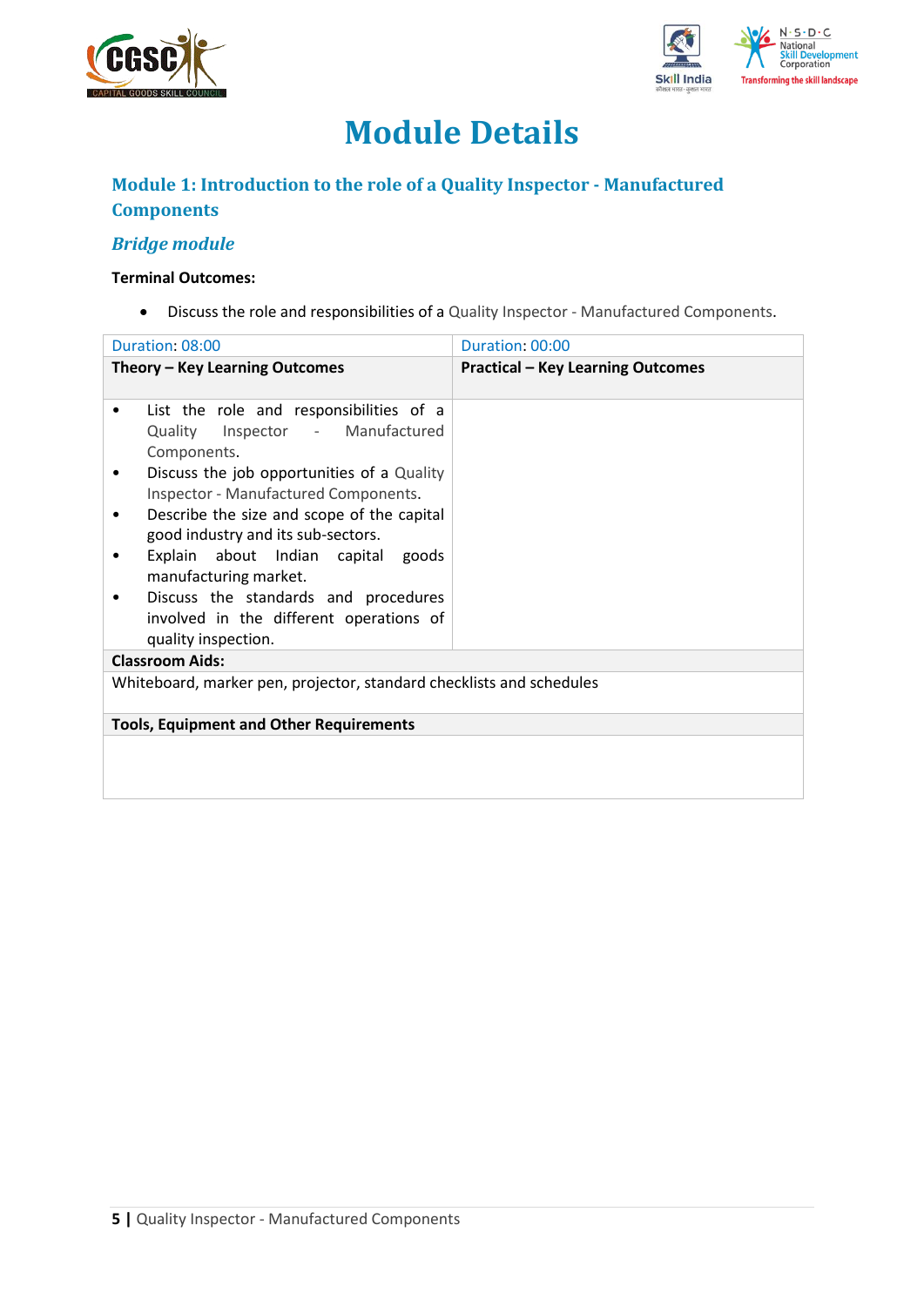# Module Details

## Module 1: Introduction to the role of a Quality Inspector - Manufactured Components

### *Bridge module*

**Terminal Outcomes:**

- Discuss the role and responsibilities of a Quality Inspector - Manufactured Components.

| Duration: 08:00 | Duration: 00:00 |
|---|---|
| **Theory – Key Learning Outcomes** | **Practical – Key Learning Outcomes** |
| • List the role and responsibilities of a Quality Inspector - Manufactured Components.<br>• Discuss the job opportunities of a Quality Inspector - Manufactured Components.<br>• Describe the size and scope of the capital good industry and its sub-sectors.<br>• Explain about Indian capital goods manufacturing market.<br>• Discuss the standards and procedures involved in the different operations of quality inspection. | |
| **Classroom Aids:** | |
| Whiteboard, marker pen, projector, standard checklists and schedules | |
| **Tools, Equipment and Other Requirements** | |
| | |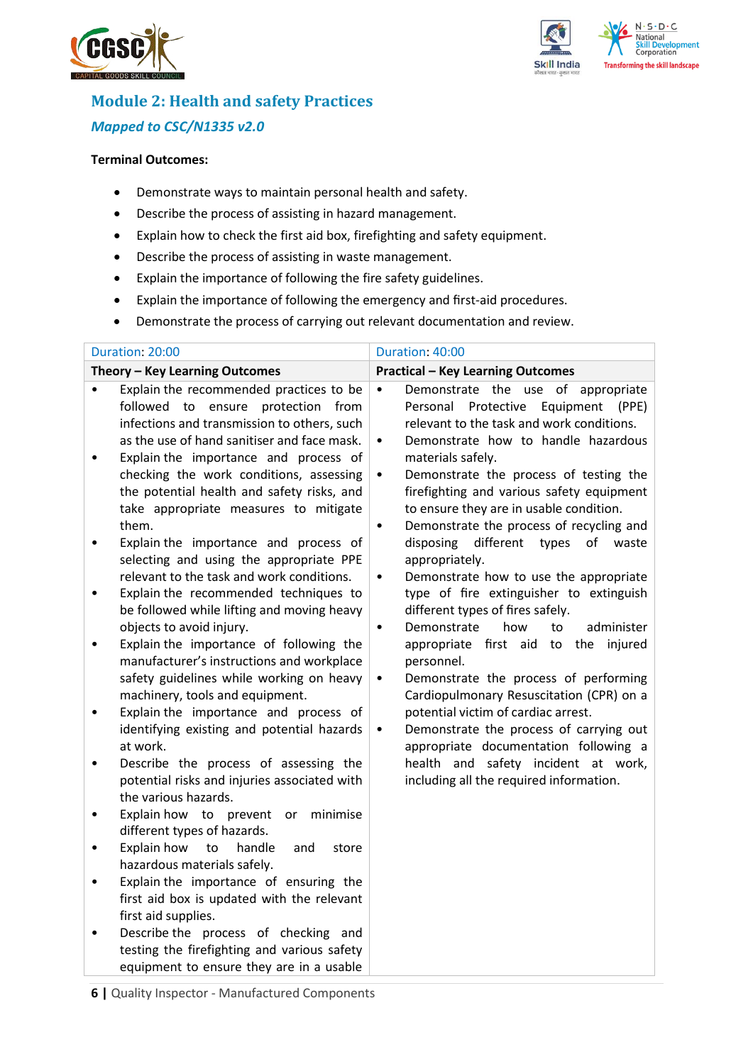## Module 2: Health and safety Practices

### *Mapped to CSC/N1335 v2.0*

**Terminal Outcomes:**

- Demonstrate ways to maintain personal health and safety.
- Describe the process of assisting in hazard management.
- Explain how to check the first aid box, firefighting and safety equipment.
- Describe the process of assisting in waste management.
- Explain the importance of following the fire safety guidelines.
- Explain the importance of following the emergency and first-aid procedures.
- Demonstrate the process of carrying out relevant documentation and review.

| Duration: 20:00 | Duration: 40:00 |
|---|---|
| **Theory – Key Learning Outcomes** | **Practical – Key Learning Outcomes** |
| • Explain the recommended practices to be followed to ensure protection from infections and transmission to others, such as the use of hand sanitiser and face mask.<br>• Explain the importance and process of checking the work conditions, assessing the potential health and safety risks, and take appropriate measures to mitigate them.<br>• Explain the importance and process of selecting and using the appropriate PPE relevant to the task and work conditions.<br>• Explain the recommended techniques to be followed while lifting and moving heavy objects to avoid injury.<br>• Explain the importance of following the manufacturer's instructions and workplace safety guidelines while working on heavy machinery, tools and equipment.<br>• Explain the importance and process of identifying existing and potential hazards at work.<br>• Describe the process of assessing the potential risks and injuries associated with the various hazards.<br>• Explain how to prevent or minimise different types of hazards.<br>• Explain how to handle and store hazardous materials safely.<br>• Explain the importance of ensuring the first aid box is updated with the relevant first aid supplies.<br>• Describe the process of checking and testing the firefighting and various safety equipment to ensure they are in a usable | • Demonstrate the use of appropriate Personal Protective Equipment (PPE) relevant to the task and work conditions.<br>• Demonstrate how to handle hazardous materials safely.<br>• Demonstrate the process of testing the firefighting and various safety equipment to ensure they are in usable condition.<br>• Demonstrate the process of recycling and disposing different types of waste appropriately.<br>• Demonstrate how to use the appropriate type of fire extinguisher to extinguish different types of fires safely.<br>• Demonstrate how to administer appropriate first aid to the injured personnel.<br>• Demonstrate the process of performing Cardiopulmonary Resuscitation (CPR) on a potential victim of cardiac arrest.<br>• Demonstrate the process of carrying out appropriate documentation following a health and safety incident at work, including all the required information. |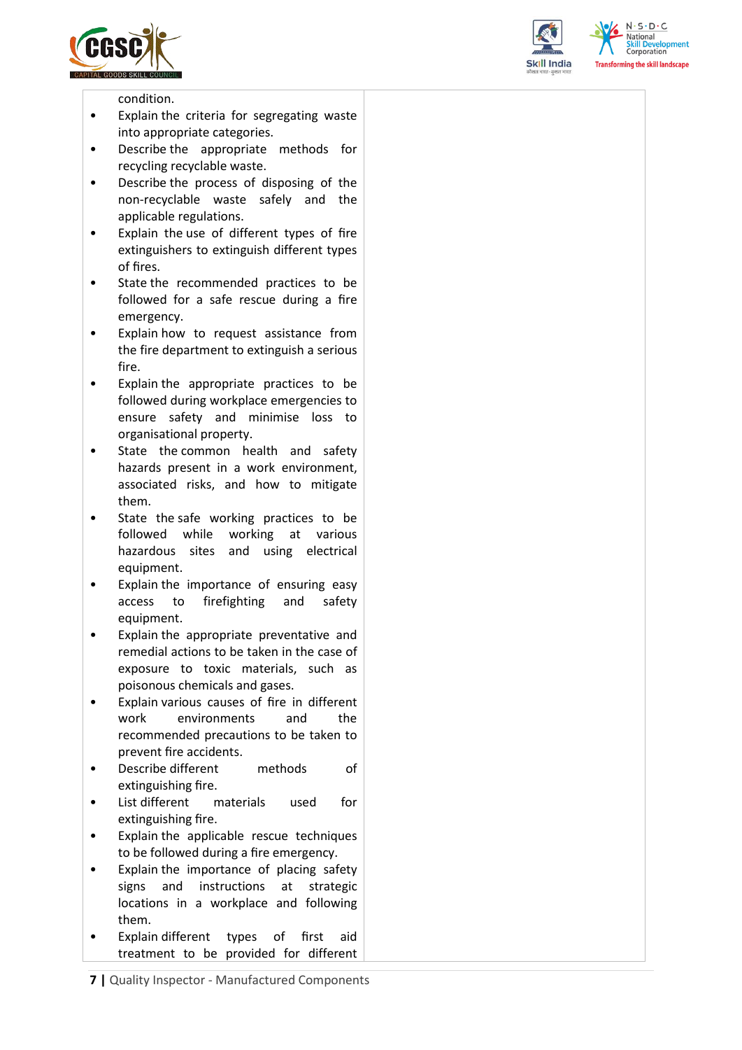| | |
|---|---|
| condition.<br>• Explain the criteria for segregating waste into appropriate categories.<br>• Describe the appropriate methods for recycling recyclable waste.<br>• Describe the process of disposing of the non-recyclable waste safely and the applicable regulations.<br>• Explain the use of different types of fire extinguishers to extinguish different types of fires.<br>• State the recommended practices to be followed for a safe rescue during a fire emergency.<br>• Explain how to request assistance from the fire department to extinguish a serious fire.<br>• Explain the appropriate practices to be followed during workplace emergencies to ensure safety and minimise loss to organisational property.<br>• State the common health and safety hazards present in a work environment, associated risks, and how to mitigate them.<br>• State the safe working practices to be followed while working at various hazardous sites and using electrical equipment.<br>• Explain the importance of ensuring easy access to firefighting and safety equipment.<br>• Explain the appropriate preventative and remedial actions to be taken in the case of exposure to toxic materials, such as poisonous chemicals and gases.<br>• Explain various causes of fire in different work environments and the recommended precautions to be taken to prevent fire accidents.<br>• Describe different methods of extinguishing fire.<br>• List different materials used for extinguishing fire.<br>• Explain the applicable rescue techniques to be followed during a fire emergency.<br>• Explain the importance of placing safety signs and instructions at strategic locations in a workplace and following them.<br>• Explain different types of first aid treatment to be provided for different | |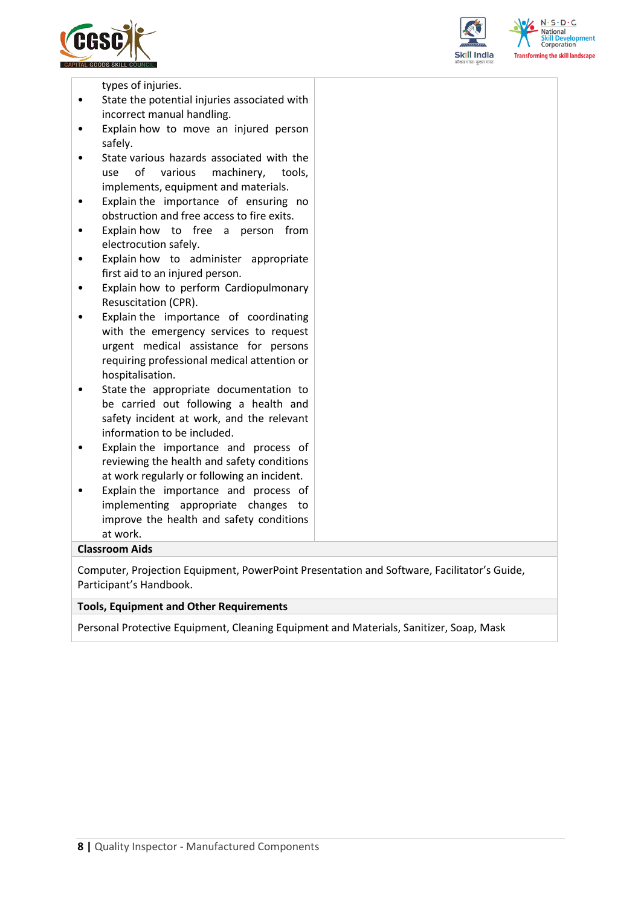| | |
|---|---|
| types of injuries.<br>• State the potential injuries associated with incorrect manual handling.<br>• Explain how to move an injured person safely.<br>• State various hazards associated with the use of various machinery, tools, implements, equipment and materials.<br>• Explain the importance of ensuring no obstruction and free access to fire exits.<br>• Explain how to free a person from electrocution safely.<br>• Explain how to administer appropriate first aid to an injured person.<br>• Explain how to perform Cardiopulmonary Resuscitation (CPR).<br>• Explain the importance of coordinating with the emergency services to request urgent medical assistance for persons requiring professional medical attention or hospitalisation.<br>• State the appropriate documentation to be carried out following a health and safety incident at work, and the relevant information to be included.<br>• Explain the importance and process of reviewing the health and safety conditions at work regularly or following an incident.<br>• Explain the importance and process of implementing appropriate changes to improve the health and safety conditions at work. | |
| **Classroom Aids** | |
| Computer, Projection Equipment, PowerPoint Presentation and Software, Facilitator's Guide, Participant's Handbook. | |
| **Tools, Equipment and Other Requirements** | |
| Personal Protective Equipment, Cleaning Equipment and Materials, Sanitizer, Soap, Mask | |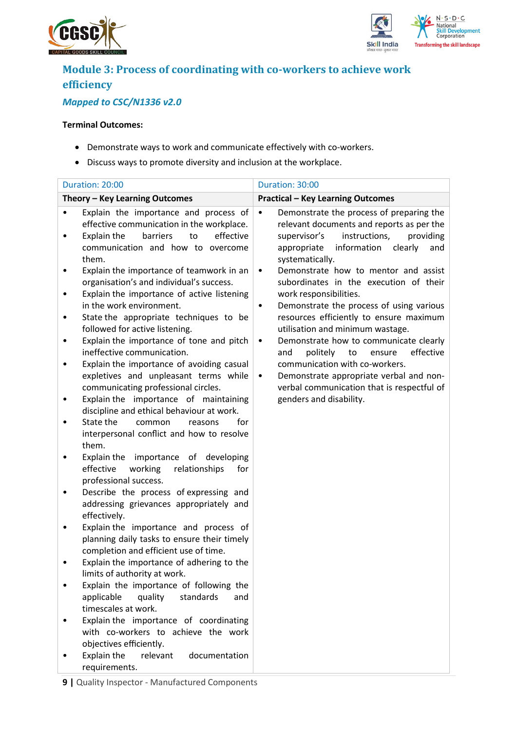## Module 3: Process of coordinating with co-workers to achieve work efficiency

### *Mapped to CSC/N1336 v2.0*

**Terminal Outcomes:**

- Demonstrate ways to work and communicate effectively with co-workers.
- Discuss ways to promote diversity and inclusion at the workplace.

| Duration: 20:00 | Duration: 30:00 |
|---|---|
| **Theory – Key Learning Outcomes** | **Practical – Key Learning Outcomes** |
| • Explain the importance and process of effective communication in the workplace.<br>• Explain the barriers to effective communication and how to overcome them.<br>• Explain the importance of teamwork in an organisation's and individual's success.<br>• Explain the importance of active listening in the work environment.<br>• State the appropriate techniques to be followed for active listening.<br>• Explain the importance of tone and pitch ineffective communication.<br>• Explain the importance of avoiding casual expletives and unpleasant terms while communicating professional circles.<br>• Explain the importance of maintaining discipline and ethical behaviour at work.<br>• State the common reasons for interpersonal conflict and how to resolve them.<br>• Explain the importance of developing effective working relationships for professional success.<br>• Describe the process of expressing and addressing grievances appropriately and effectively.<br>• Explain the importance and process of planning daily tasks to ensure their timely completion and efficient use of time.<br>• Explain the importance of adhering to the limits of authority at work.<br>• Explain the importance of following the applicable quality standards and timescales at work.<br>• Explain the importance of coordinating with co-workers to achieve the work objectives efficiently.<br>• Explain the relevant documentation requirements. | • Demonstrate the process of preparing the relevant documents and reports as per the supervisor's instructions, providing appropriate information clearly and systematically.<br>• Demonstrate how to mentor and assist subordinates in the execution of their work responsibilities.<br>• Demonstrate the process of using various resources efficiently to ensure maximum utilisation and minimum wastage.<br>• Demonstrate how to communicate clearly and politely to ensure effective communication with co-workers.<br>• Demonstrate appropriate verbal and non-verbal communication that is respectful of genders and disability. |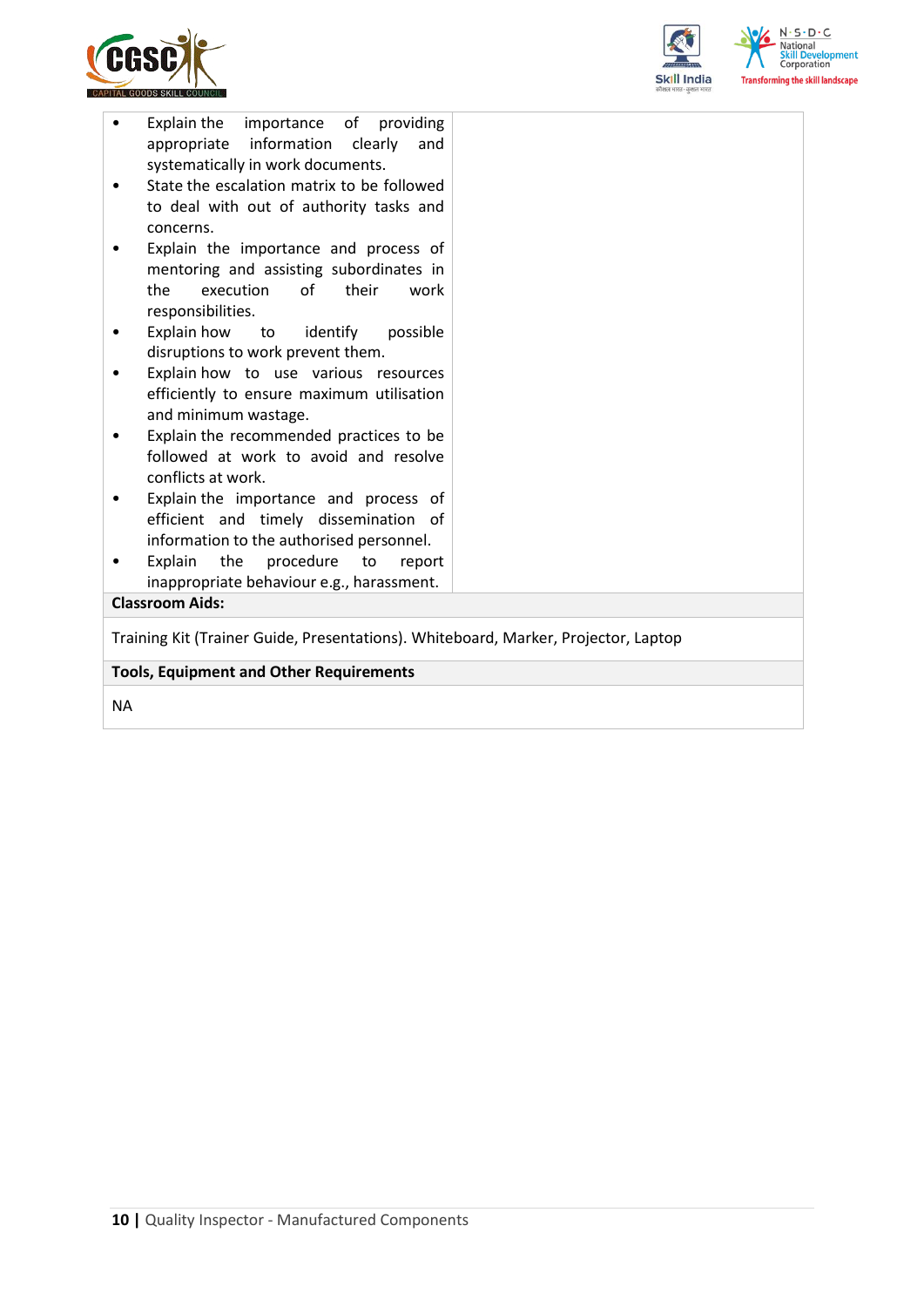| | |
|---|---|
| • Explain the importance of providing appropriate information clearly and systematically in work documents.<br>• State the escalation matrix to be followed to deal with out of authority tasks and concerns.<br>• Explain the importance and process of mentoring and assisting subordinates in the execution of their work responsibilities.<br>• Explain how to identify possible disruptions to work prevent them.<br>• Explain how to use various resources efficiently to ensure maximum utilisation and minimum wastage.<br>• Explain the recommended practices to be followed at work to avoid and resolve conflicts at work.<br>• Explain the importance and process of efficient and timely dissemination of information to the authorised personnel.<br>• Explain the procedure to report inappropriate behaviour e.g., harassment. | |

**Classroom Aids:**

Training Kit (Trainer Guide, Presentations). Whiteboard, Marker, Projector, Laptop

**Tools, Equipment and Other Requirements**

NA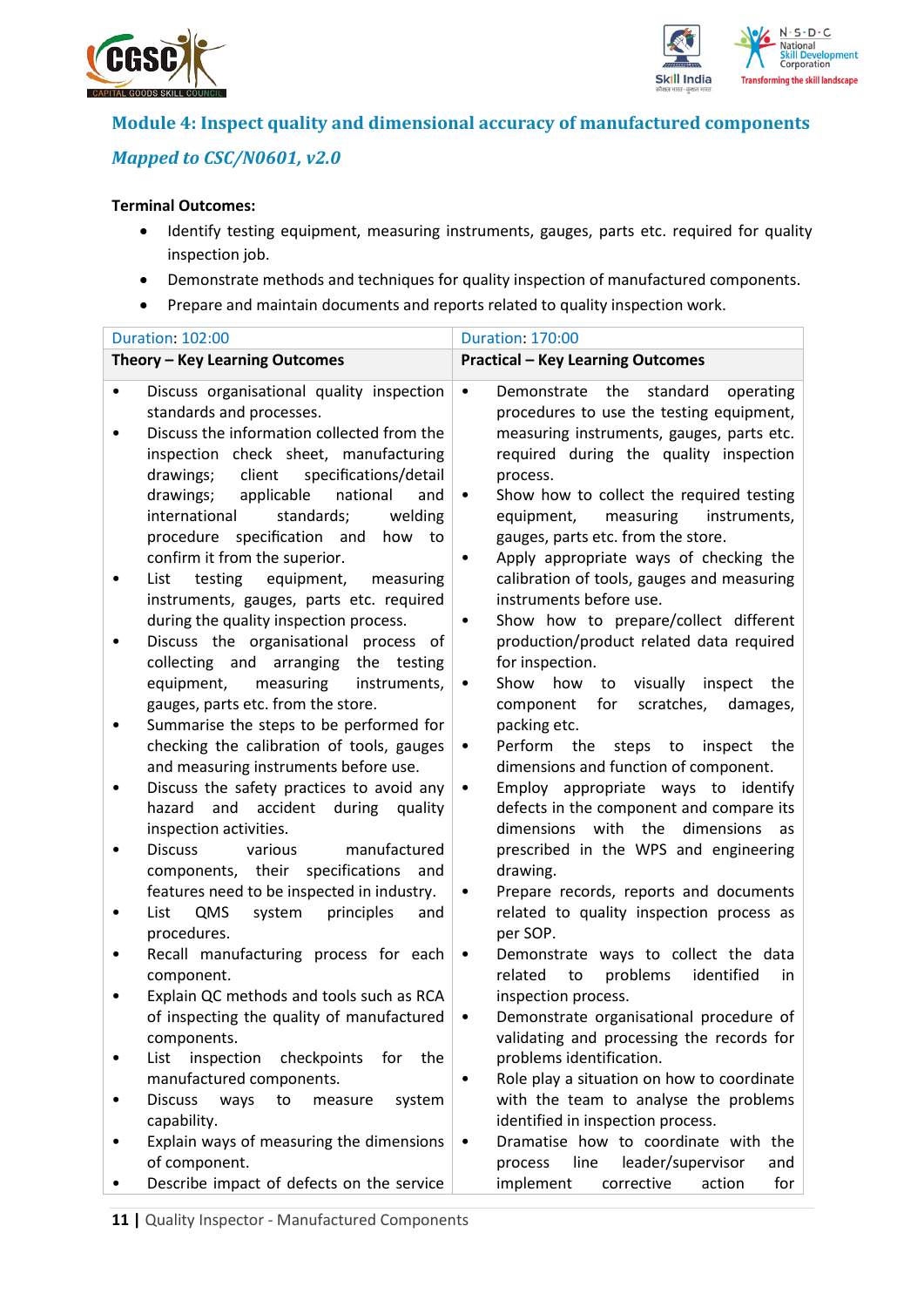## Module 4: Inspect quality and dimensional accuracy of manufactured components

### *Mapped to CSC/N0601, v2.0*

**Terminal Outcomes:**

- Identify testing equipment, measuring instruments, gauges, parts etc. required for quality inspection job.
- Demonstrate methods and techniques for quality inspection of manufactured components.
- Prepare and maintain documents and reports related to quality inspection work.

| Duration: 102:00 | Duration: 170:00 |
|---|---|
| **Theory – Key Learning Outcomes** | **Practical – Key Learning Outcomes** |
| • Discuss organisational quality inspection standards and processes.<br>• Discuss the information collected from the inspection check sheet, manufacturing drawings; client specifications/detail drawings; applicable national and international standards; welding procedure specification and how to confirm it from the superior.<br>• List testing equipment, measuring instruments, gauges, parts etc. required during the quality inspection process.<br>• Discuss the organisational process of collecting and arranging the testing equipment, measuring instruments, gauges, parts etc. from the store.<br>• Summarise the steps to be performed for checking the calibration of tools, gauges and measuring instruments before use.<br>• Discuss the safety practices to avoid any hazard and accident during quality inspection activities.<br>• Discuss various manufactured components, their specifications and features need to be inspected in industry.<br>• List QMS system principles and procedures.<br>• Recall manufacturing process for each component.<br>• Explain QC methods and tools such as RCA of inspecting the quality of manufactured components.<br>• List inspection checkpoints for the manufactured components.<br>• Discuss ways to measure system capability.<br>• Explain ways of measuring the dimensions of component.<br>• Describe impact of defects on the service | • Demonstrate the standard operating procedures to use the testing equipment, measuring instruments, gauges, parts etc. required during the quality inspection process.<br>• Show how to collect the required testing equipment, measuring instruments, gauges, parts etc. from the store.<br>• Apply appropriate ways of checking the calibration of tools, gauges and measuring instruments before use.<br>• Show how to prepare/collect different production/product related data required for inspection.<br>• Show how to visually inspect the component for scratches, damages, packing etc.<br>• Perform the steps to inspect the dimensions and function of component.<br>• Employ appropriate ways to identify defects in the component and compare its dimensions with the dimensions as prescribed in the WPS and engineering drawing.<br>• Prepare records, reports and documents related to quality inspection process as per SOP.<br>• Demonstrate ways to collect the data related to problems identified in inspection process.<br>• Demonstrate organisational procedure of validating and processing the records for problems identification.<br>• Role play a situation on how to coordinate with the team to analyse the problems identified in inspection process.<br>• Dramatise how to coordinate with the process line leader/supervisor and implement corrective action for |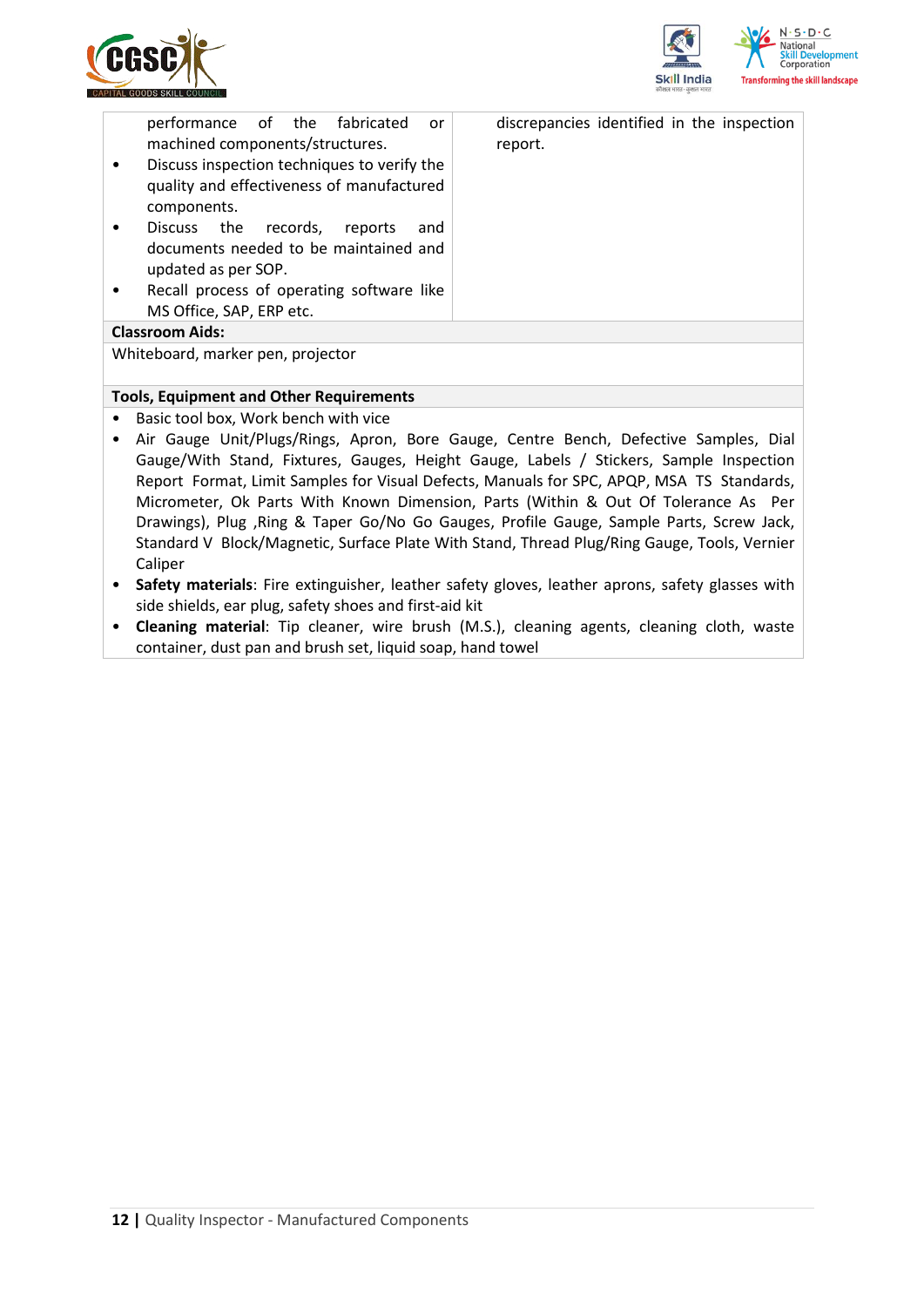| | |
|---|---|
| performance of the fabricated or machined components/structures.<br>• Discuss inspection techniques to verify the quality and effectiveness of manufactured components.<br>• Discuss the records, reports and documents needed to be maintained and updated as per SOP.<br>• Recall process of operating software like MS Office, SAP, ERP etc. | discrepancies identified in the inspection report. |

**Classroom Aids:**

Whiteboard, marker pen, projector

**Tools, Equipment and Other Requirements**

- Basic tool box, Work bench with vice
- Air Gauge Unit/Plugs/Rings, Apron, Bore Gauge, Centre Bench, Defective Samples, Dial Gauge/With Stand, Fixtures, Gauges, Height Gauge, Labels / Stickers, Sample Inspection Report Format, Limit Samples for Visual Defects, Manuals for SPC, APQP, MSA TS Standards, Micrometer, Ok Parts With Known Dimension, Parts (Within & Out Of Tolerance As Per Drawings), Plug ,Ring & Taper Go/No Go Gauges, Profile Gauge, Sample Parts, Screw Jack, Standard V Block/Magnetic, Surface Plate With Stand, Thread Plug/Ring Gauge, Tools, Vernier Caliper
- **Safety materials**: Fire extinguisher, leather safety gloves, leather aprons, safety glasses with side shields, ear plug, safety shoes and first-aid kit
- **Cleaning material**: Tip cleaner, wire brush (M.S.), cleaning agents, cleaning cloth, waste container, dust pan and brush set, liquid soap, hand towel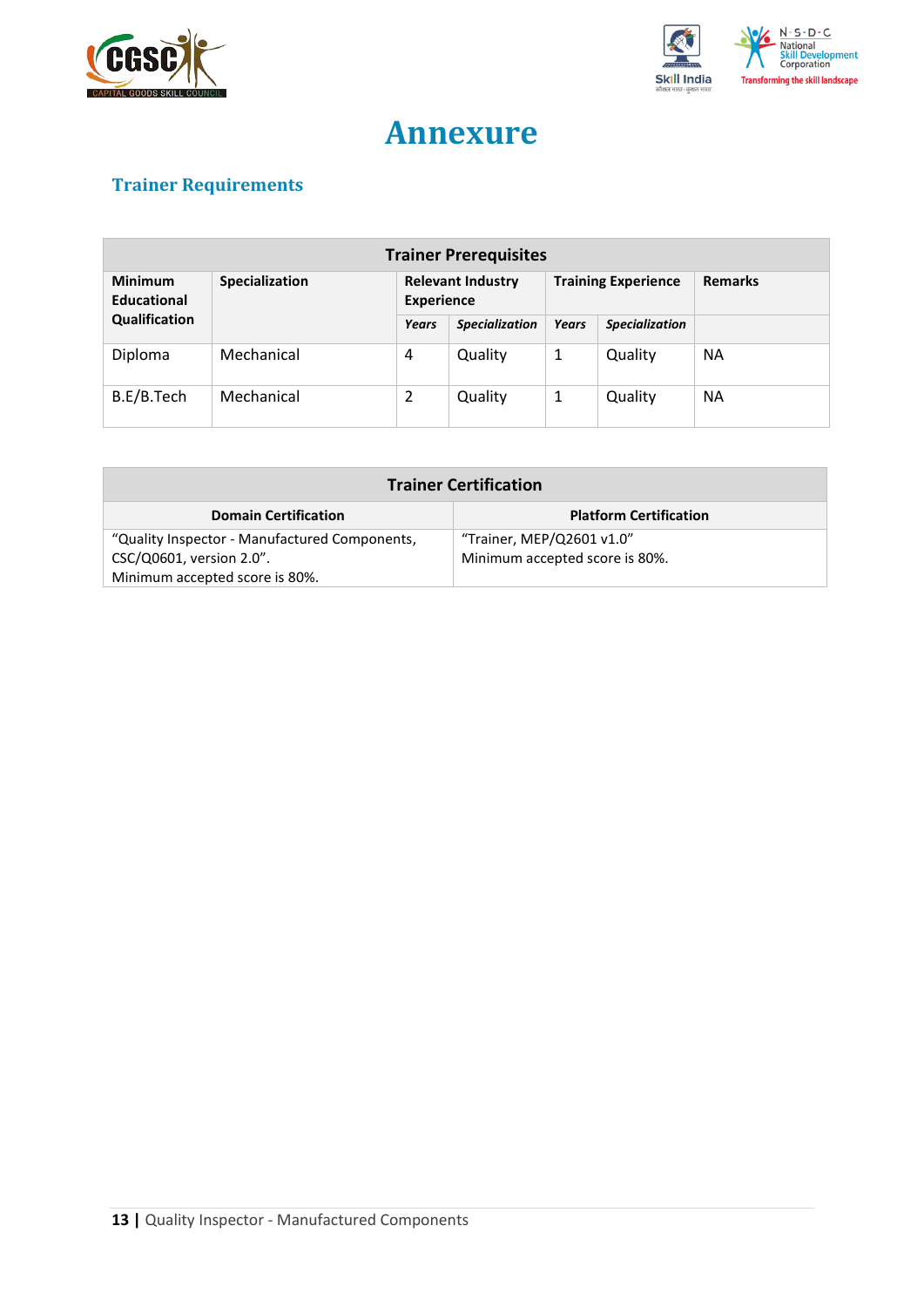# Annexure

## Trainer Requirements

| Trainer Prerequisites | | | | | | |
|---|---|---|---|---|---|---|
| **Minimum Educational Qualification** | **Specialization** | **Relevant Industry Experience** | | **Training Experience** | | **Remarks** |
| | | ***Years*** | ***Specialization*** | ***Years*** | ***Specialization*** | |
| Diploma | Mechanical | 4 | Quality | 1 | Quality | NA |
| B.E/B.Tech | Mechanical | 2 | Quality | 1 | Quality | NA |

| Trainer Certification | |
|---|---|
| **Domain Certification** | **Platform Certification** |
| "Quality Inspector - Manufactured Components, CSC/Q0601, version 2.0". Minimum accepted score is 80%. | "Trainer, MEP/Q2601 v1.0" Minimum accepted score is 80%. |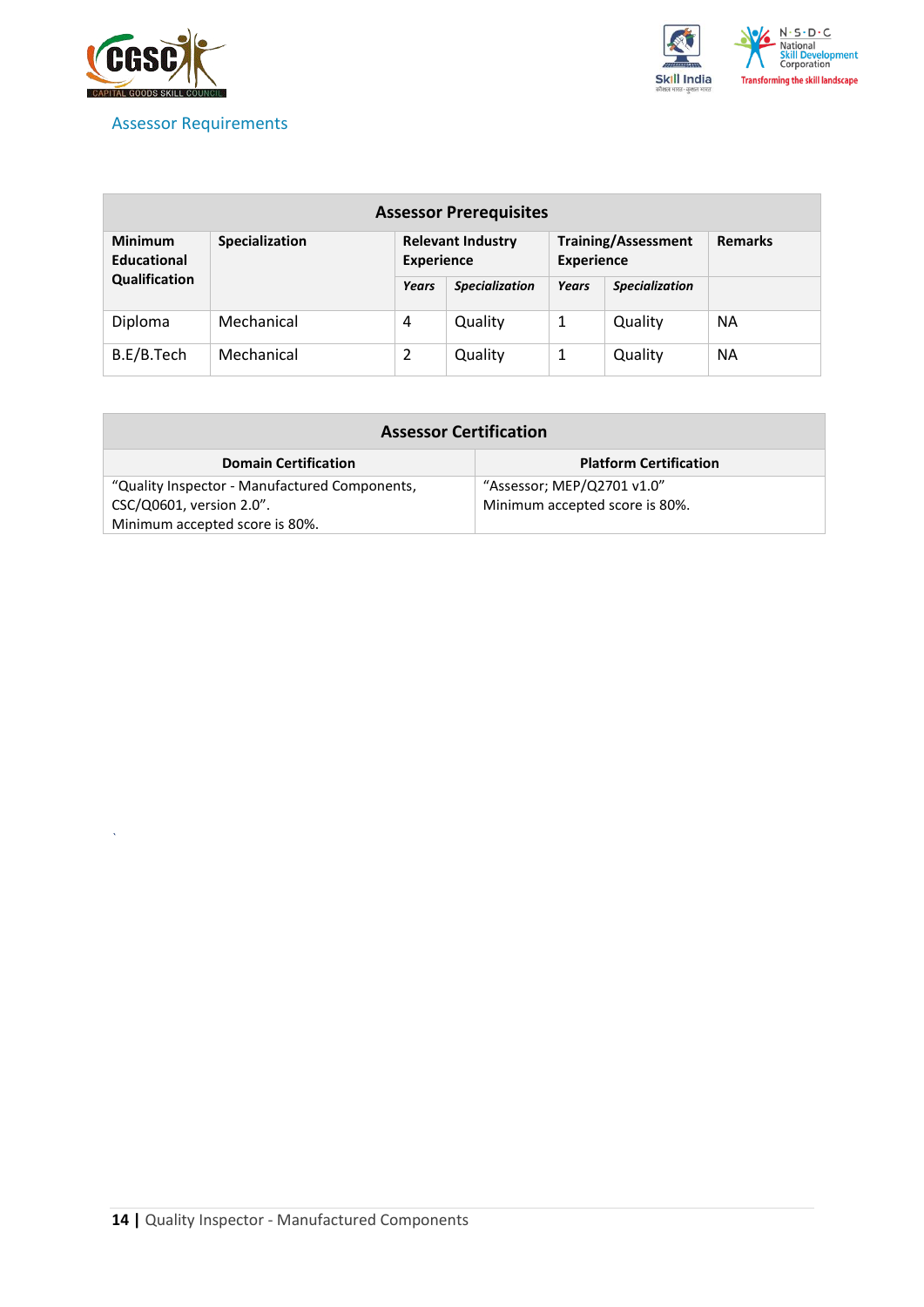## Assessor Requirements

| Assessor Prerequisites | | | | | | |
|---|---|---|---|---|---|---|
| **Minimum Educational Qualification** | **Specialization** | **Relevant Industry Experience** | | **Training/Assessment Experience** | | **Remarks** |
| | | ***Years*** | ***Specialization*** | ***Years*** | ***Specialization*** | |
| Diploma | Mechanical | 4 | Quality | 1 | Quality | NA |
| B.E/B.Tech | Mechanical | 2 | Quality | 1 | Quality | NA |

| Assessor Certification | |
|---|---|
| **Domain Certification** | **Platform Certification** |
| "Quality Inspector - Manufactured Components, CSC/Q0601, version 2.0". Minimum accepted score is 80%. | "Assessor; MEP/Q2701 v1.0" Minimum accepted score is 80%. |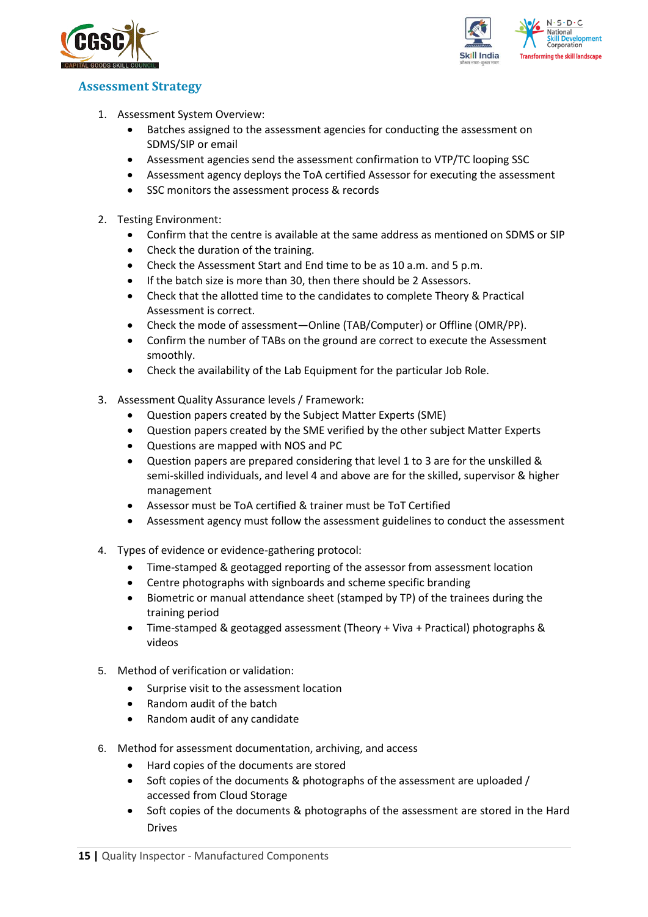## Assessment Strategy

1. Assessment System Overview:
    - Batches assigned to the assessment agencies for conducting the assessment on SDMS/SIP or email
    - Assessment agencies send the assessment confirmation to VTP/TC looping SSC
    - Assessment agency deploys the ToA certified Assessor for executing the assessment
    - SSC monitors the assessment process & records

2. Testing Environment:
    - Confirm that the centre is available at the same address as mentioned on SDMS or SIP
    - Check the duration of the training.
    - Check the Assessment Start and End time to be as 10 a.m. and 5 p.m.
    - If the batch size is more than 30, then there should be 2 Assessors.
    - Check that the allotted time to the candidates to complete Theory & Practical Assessment is correct.
    - Check the mode of assessment—Online (TAB/Computer) or Offline (OMR/PP).
    - Confirm the number of TABs on the ground are correct to execute the Assessment smoothly.
    - Check the availability of the Lab Equipment for the particular Job Role.

3. Assessment Quality Assurance levels / Framework:
    - Question papers created by the Subject Matter Experts (SME)
    - Question papers created by the SME verified by the other subject Matter Experts
    - Questions are mapped with NOS and PC
    - Question papers are prepared considering that level 1 to 3 are for the unskilled & semi-skilled individuals, and level 4 and above are for the skilled, supervisor & higher management
    - Assessor must be ToA certified & trainer must be ToT Certified
    - Assessment agency must follow the assessment guidelines to conduct the assessment

4. Types of evidence or evidence-gathering protocol:
    - Time-stamped & geotagged reporting of the assessor from assessment location
    - Centre photographs with signboards and scheme specific branding
    - Biometric or manual attendance sheet (stamped by TP) of the trainees during the training period
    - Time-stamped & geotagged assessment (Theory + Viva + Practical) photographs & videos

5. Method of verification or validation:
    - Surprise visit to the assessment location
    - Random audit of the batch
    - Random audit of any candidate

6. Method for assessment documentation, archiving, and access
    - Hard copies of the documents are stored
    - Soft copies of the documents & photographs of the assessment are uploaded / accessed from Cloud Storage
    - Soft copies of the documents & photographs of the assessment are stored in the Hard Drives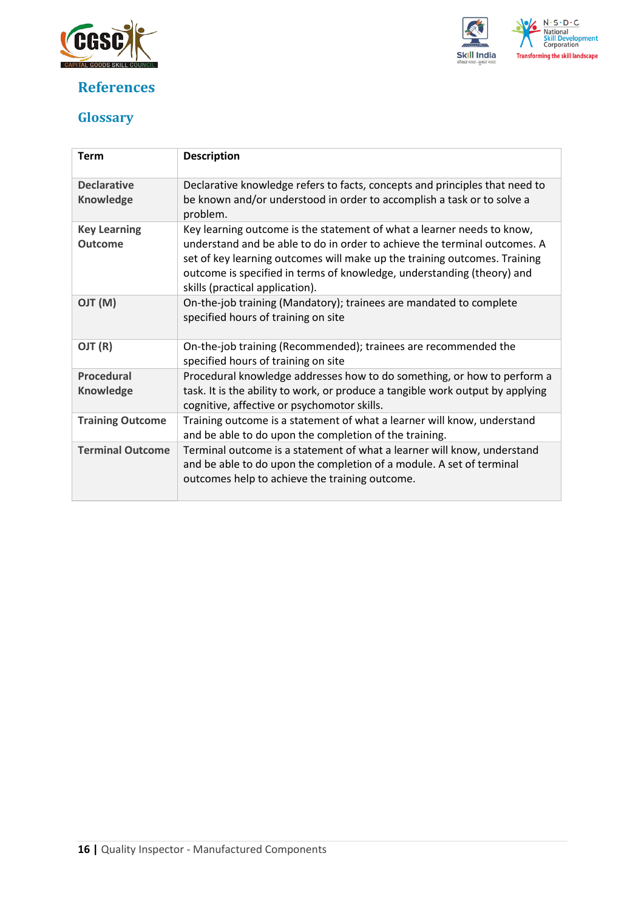# References

## Glossary

| Term | Description |
| --- | --- |
| **Declarative Knowledge** | Declarative knowledge refers to facts, concepts and principles that need to be known and/or understood in order to accomplish a task or to solve a problem. |
| **Key Learning Outcome** | Key learning outcome is the statement of what a learner needs to know, understand and be able to do in order to achieve the terminal outcomes. A set of key learning outcomes will make up the training outcomes. Training outcome is specified in terms of knowledge, understanding (theory) and skills (practical application). |
| **OJT (M)** | On-the-job training (Mandatory); trainees are mandated to complete specified hours of training on site |
| **OJT (R)** | On-the-job training (Recommended); trainees are recommended the specified hours of training on site |
| **Procedural Knowledge** | Procedural knowledge addresses how to do something, or how to perform a task. It is the ability to work, or produce a tangible work output by applying cognitive, affective or psychomotor skills. |
| **Training Outcome** | Training outcome is a statement of what a learner will know, understand and be able to do upon the completion of the training. |
| **Terminal Outcome** | Terminal outcome is a statement of what a learner will know, understand and be able to do upon the completion of a module. A set of terminal outcomes help to achieve the training outcome. |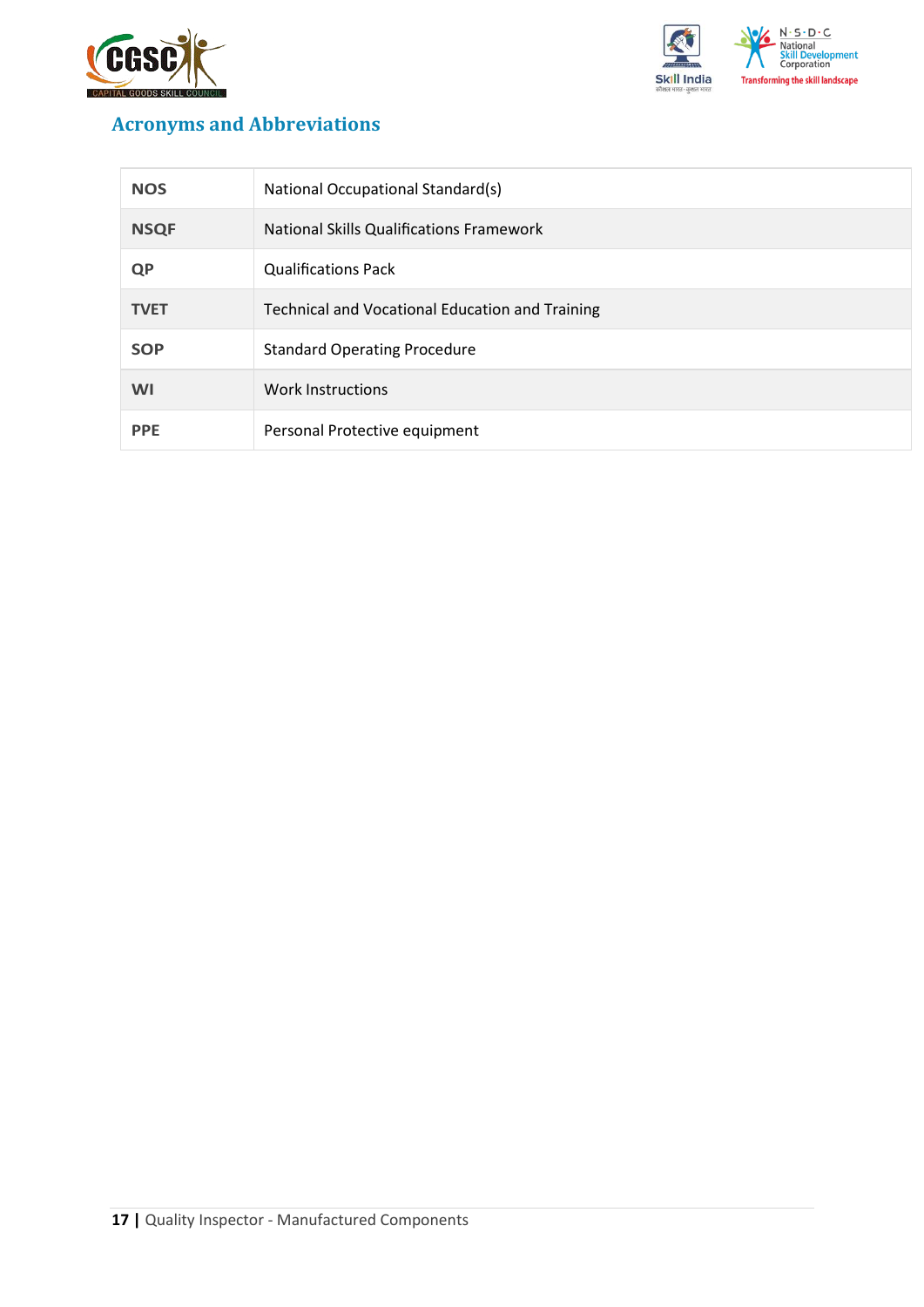## Acronyms and Abbreviations

| | |
|---|---|
| **NOS** | National Occupational Standard(s) |
| **NSQF** | National Skills Qualifications Framework |
| **QP** | Qualifications Pack |
| **TVET** | Technical and Vocational Education and Training |
| **SOP** | Standard Operating Procedure |
| **WI** | Work Instructions |
| **PPE** | Personal Protective equipment |